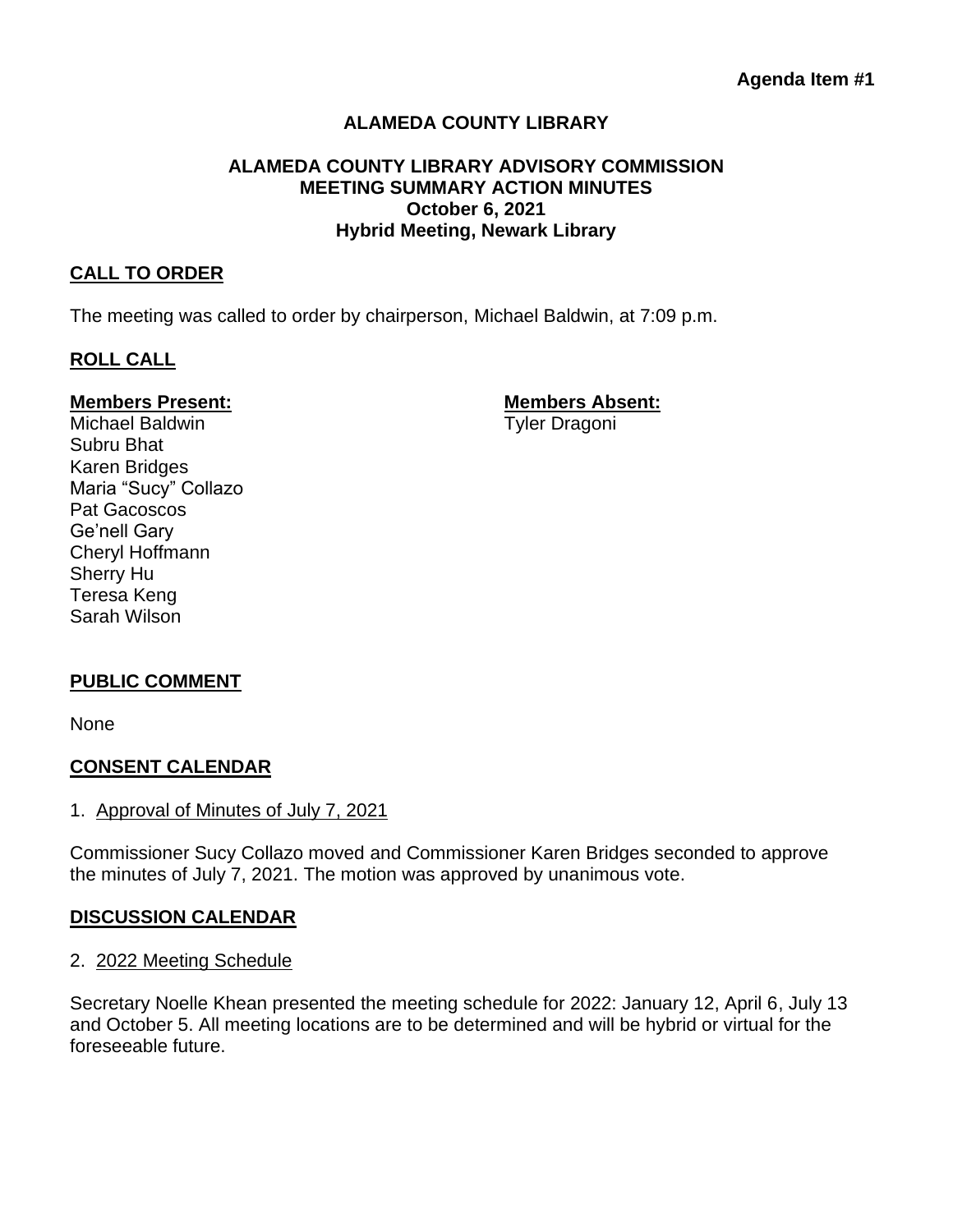**Agenda Item #1**

# ALAMEDA COUNTY LIBRARY

## ALAMEDA COUNTY LIBRARY ADVISORY COMMISSION
## MEETING SUMMARY ACTION MINUTES
## October 6, 2021
## Hybrid Meeting, Newark Library

### CALL TO ORDER

The meeting was called to order by chairperson, Michael Baldwin, at 7:09 p.m.

### ROLL CALL

**Members Present:**

Michael Baldwin
Subru Bhat
Karen Bridges
Maria "Sucy" Collazo
Pat Gacoscos
Ge'nell Gary
Cheryl Hoffmann
Sherry Hu
Teresa Keng
Sarah Wilson

**Members Absent:**

Tyler Dragoni

### PUBLIC COMMENT

None

### CONSENT CALENDAR

1. Approval of Minutes of July 7, 2021

Commissioner Sucy Collazo moved and Commissioner Karen Bridges seconded to approve the minutes of July 7, 2021. The motion was approved by unanimous vote.

### DISCUSSION CALENDAR

2. 2022 Meeting Schedule

Secretary Noelle Khean presented the meeting schedule for 2022: January 12, April 6, July 13 and October 5. All meeting locations are to be determined and will be hybrid or virtual for the foreseeable future.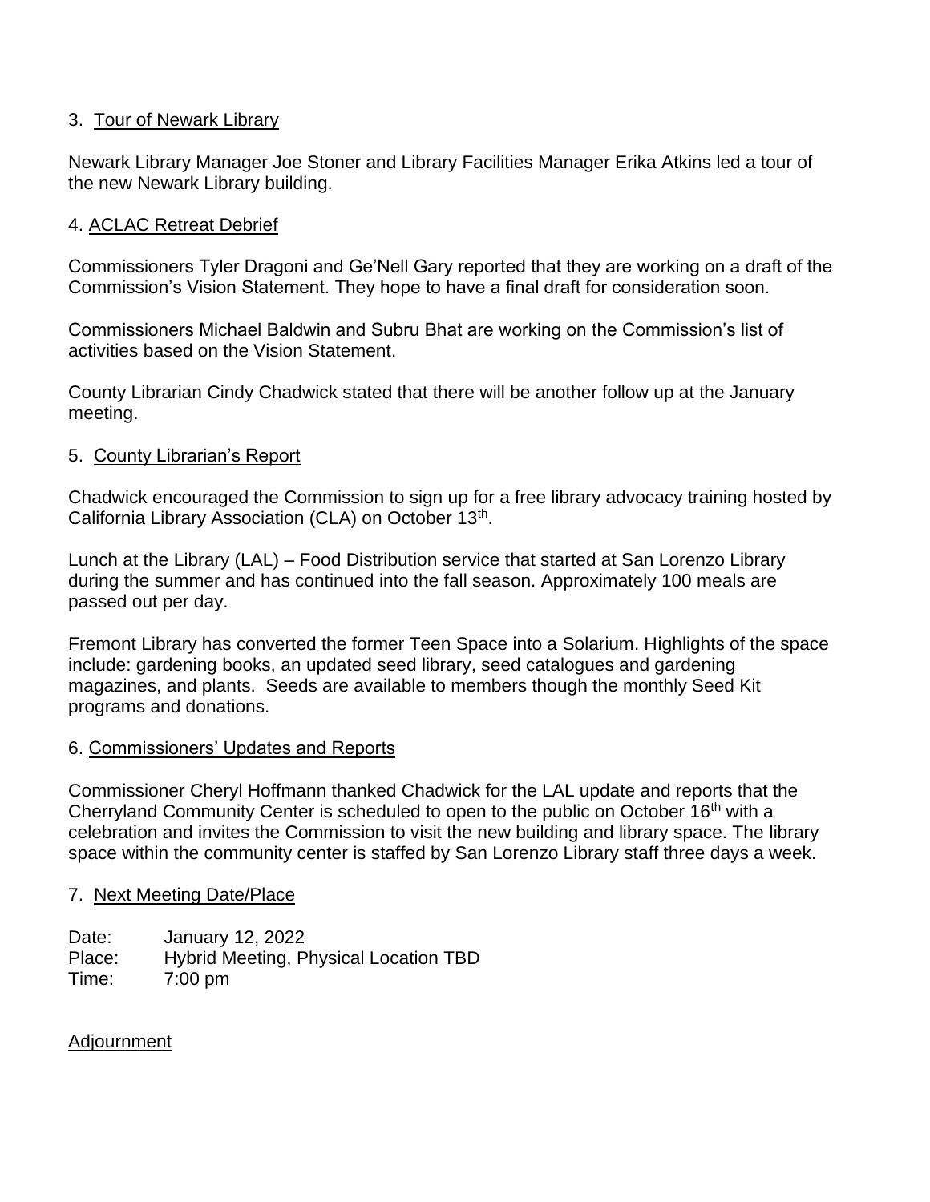3. Tour of Newark Library

Newark Library Manager Joe Stoner and Library Facilities Manager Erika Atkins led a tour of the new Newark Library building.

4. ACLAC Retreat Debrief

Commissioners Tyler Dragoni and Ge'Nell Gary reported that they are working on a draft of the Commission's Vision Statement. They hope to have a final draft for consideration soon.

Commissioners Michael Baldwin and Subru Bhat are working on the Commission's list of activities based on the Vision Statement.

County Librarian Cindy Chadwick stated that there will be another follow up at the January meeting.

5. County Librarian's Report

Chadwick encouraged the Commission to sign up for a free library advocacy training hosted by California Library Association (CLA) on October 13th.

Lunch at the Library (LAL) – Food Distribution service that started at San Lorenzo Library during the summer and has continued into the fall season. Approximately 100 meals are passed out per day.

Fremont Library has converted the former Teen Space into a Solarium. Highlights of the space include: gardening books, an updated seed library, seed catalogues and gardening magazines, and plants. Seeds are available to members though the monthly Seed Kit programs and donations.

6. Commissioners' Updates and Reports

Commissioner Cheryl Hoffmann thanked Chadwick for the LAL update and reports that the Cherryland Community Center is scheduled to open to the public on October 16th with a celebration and invites the Commission to visit the new building and library space. The library space within the community center is staffed by San Lorenzo Library staff three days a week.

7. Next Meeting Date/Place

Date: January 12, 2022
Place: Hybrid Meeting, Physical Location TBD
Time: 7:00 pm

Adjournment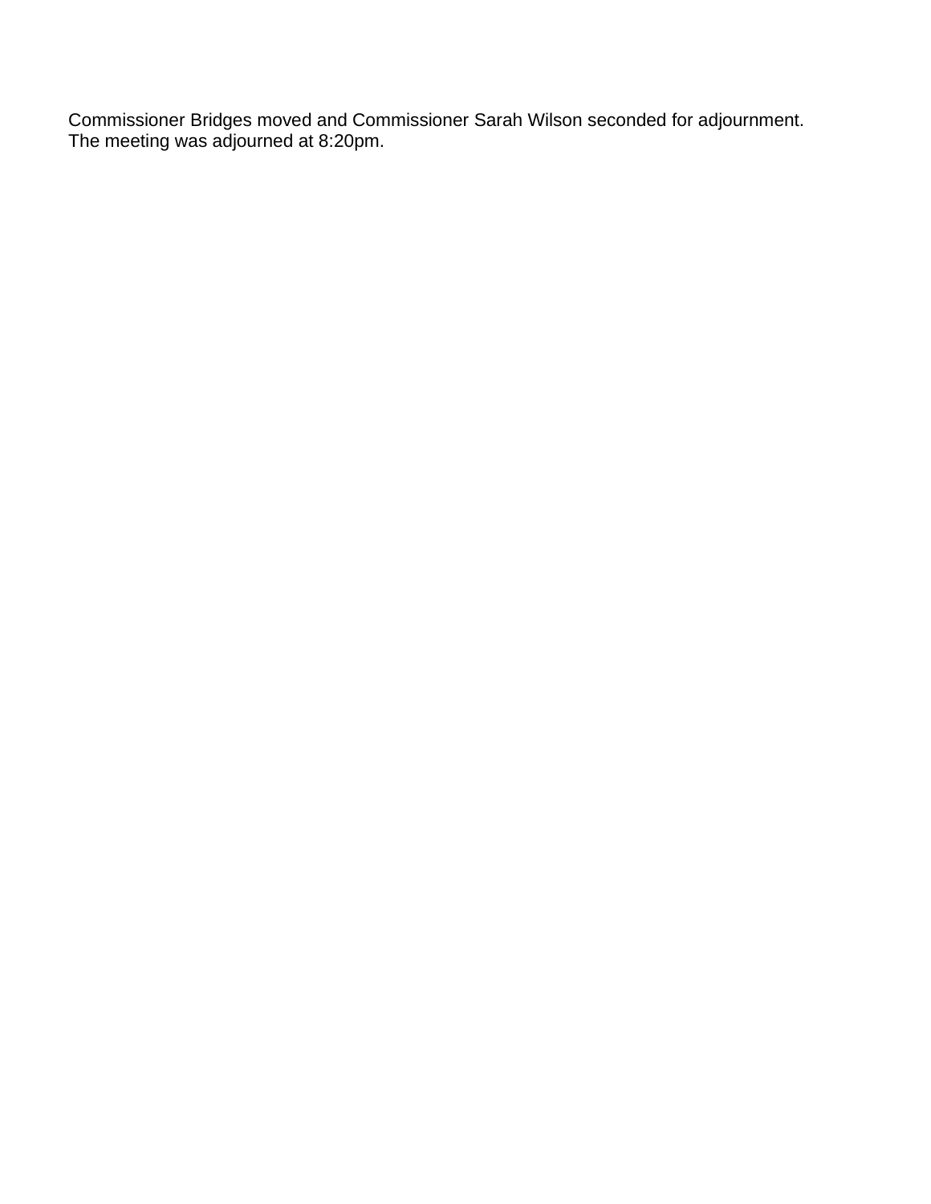Commissioner Bridges moved and Commissioner Sarah Wilson seconded for adjournment.
The meeting was adjourned at 8:20pm.